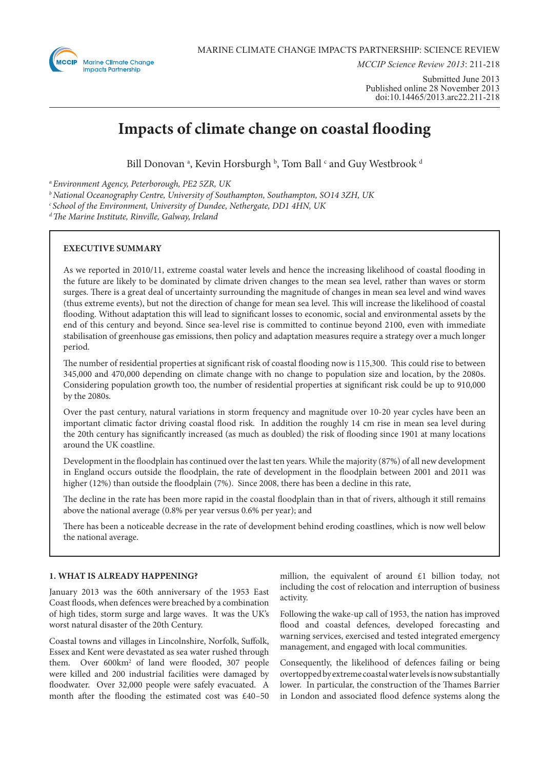MARINE CLIMATE CHANGE IMPACTS PARTNERSHIP: SCIENCE REVIEW

*MCCIP Science Review 2013*: 211-218

Submitted June 2013
Published online 28 November 2013
doi:10.14465/2013.arc22.211-218

# Impacts of climate change on coastal flooding

Bill Donovan [a], Kevin Horsburgh [b], Tom Ball [c] and Guy Westbrook [d]

[a] *Environment Agency, Peterborough, PE2 5ZR, UK*
[b] *National Oceanography Centre, University of Southampton, Southampton, SO14 3ZH, UK*
[c] *School of the Environment, University of Dundee, Nethergate, DD1 4HN, UK*
[d] *The Marine Institute, Rinville, Galway, Ireland*

**EXECUTIVE SUMMARY**

As we reported in 2010/11, extreme coastal water levels and hence the increasing likelihood of coastal flooding in the future are likely to be dominated by climate driven changes to the mean sea level, rather than waves or storm surges. There is a great deal of uncertainty surrounding the magnitude of changes in mean sea level and wind waves (thus extreme events), but not the direction of change for mean sea level. This will increase the likelihood of coastal flooding. Without adaptation this will lead to significant losses to economic, social and environmental assets by the end of this century and beyond. Since sea-level rise is committed to continue beyond 2100, even with immediate stabilisation of greenhouse gas emissions, then policy and adaptation measures require a strategy over a much longer period.

The number of residential properties at significant risk of coastal flooding now is 115,300. This could rise to between 345,000 and 470,000 depending on climate change with no change to population size and location, by the 2080s. Considering population growth too, the number of residential properties at significant risk could be up to 910,000 by the 2080s.

Over the past century, natural variations in storm frequency and magnitude over 10-20 year cycles have been an important climatic factor driving coastal flood risk. In addition the roughly 14 cm rise in mean sea level during the 20th century has significantly increased (as much as doubled) the risk of flooding since 1901 at many locations around the UK coastline.

Development in the floodplain has continued over the last ten years. While the majority (87%) of all new development in England occurs outside the floodplain, the rate of development in the floodplain between 2001 and 2011 was higher (12%) than outside the floodplain (7%). Since 2008, there has been a decline in this rate,

The decline in the rate has been more rapid in the coastal floodplain than in that of rivers, although it still remains above the national average (0.8% per year versus 0.6% per year); and

There has been a noticeable decrease in the rate of development behind eroding coastlines, which is now well below the national average.

## 1. WHAT IS ALREADY HAPPENING?

January 2013 was the 60th anniversary of the 1953 East Coast floods, when defences were breached by a combination of high tides, storm surge and large waves. It was the UK's worst natural disaster of the 20th Century.

Coastal towns and villages in Lincolnshire, Norfolk, Suffolk, Essex and Kent were devastated as sea water rushed through them. Over 600km$^2$ of land were flooded, 307 people were killed and 200 industrial facilities were damaged by floodwater. Over 32,000 people were safely evacuated. A month after the flooding the estimated cost was £40–50 million, the equivalent of around £1 billion today, not including the cost of relocation and interruption of business activity.

Following the wake-up call of 1953, the nation has improved flood and coastal defences, developed forecasting and warning services, exercised and tested integrated emergency management, and engaged with local communities.

Consequently, the likelihood of defences failing or being overtopped by extreme coastal water levels is now substantially lower. In particular, the construction of the Thames Barrier in London and associated flood defence systems along the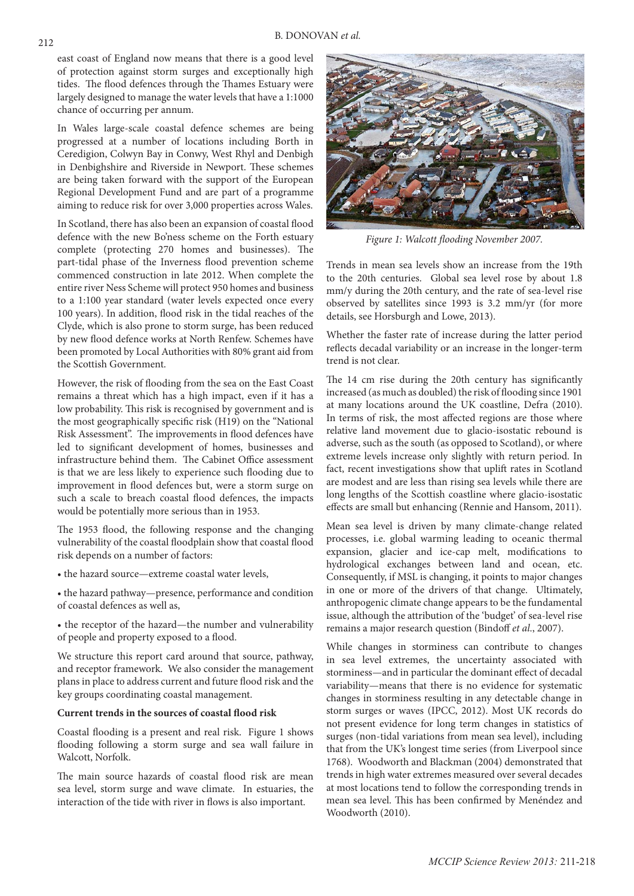east coast of England now means that there is a good level of protection against storm surges and exceptionally high tides. The flood defences through the Thames Estuary were largely designed to manage the water levels that have a 1:1000 chance of occurring per annum.

In Wales large-scale coastal defence schemes are being progressed at a number of locations including Borth in Ceredigion, Colwyn Bay in Conwy, West Rhyl and Denbigh in Denbighshire and Riverside in Newport. These schemes are being taken forward with the support of the European Regional Development Fund and are part of a programme aiming to reduce risk for over 3,000 properties across Wales.

In Scotland, there has also been an expansion of coastal flood defence with the new Bo'ness scheme on the Forth estuary complete (protecting 270 homes and businesses). The part-tidal phase of the Inverness flood prevention scheme commenced construction in late 2012. When complete the entire river Ness Scheme will protect 950 homes and business to a 1:100 year standard (water levels expected once every 100 years). In addition, flood risk in the tidal reaches of the Clyde, which is also prone to storm surge, has been reduced by new flood defence works at North Renfew. Schemes have been promoted by Local Authorities with 80% grant aid from the Scottish Government.

However, the risk of flooding from the sea on the East Coast remains a threat which has a high impact, even if it has a low probability. This risk is recognised by government and is the most geographically specific risk (H19) on the "National Risk Assessment". The improvements in flood defences have led to significant development of homes, businesses and infrastructure behind them. The Cabinet Office assessment is that we are less likely to experience such flooding due to improvement in flood defences but, were a storm surge on such a scale to breach coastal flood defences, the impacts would be potentially more serious than in 1953.

The 1953 flood, the following response and the changing vulnerability of the coastal floodplain show that coastal flood risk depends on a number of factors:

- the hazard source—extreme coastal water levels,
- the hazard pathway—presence, performance and condition of coastal defences as well as,
- the receptor of the hazard—the number and vulnerability of people and property exposed to a flood.

We structure this report card around that source, pathway, and receptor framework. We also consider the management plans in place to address current and future flood risk and the key groups coordinating coastal management.

**Current trends in the sources of coastal flood risk**

Coastal flooding is a present and real risk. Figure 1 shows flooding following a storm surge and sea wall failure in Walcott, Norfolk.

The main source hazards of coastal flood risk are mean sea level, storm surge and wave climate. In estuaries, the interaction of the tide with river in flows is also important.

*Figure 1: Walcott flooding November 2007.*

Trends in mean sea levels show an increase from the 19th to the 20th centuries. Global sea level rose by about 1.8 mm/y during the 20th century, and the rate of sea-level rise observed by satellites since 1993 is 3.2 mm/yr (for more details, see Horsburgh and Lowe, 2013).

Whether the faster rate of increase during the latter period reflects decadal variability or an increase in the longer-term trend is not clear.

The 14 cm rise during the 20th century has significantly increased (as much as doubled) the risk of flooding since 1901 at many locations around the UK coastline, Defra (2010). In terms of risk, the most affected regions are those where relative land movement due to glacio-isostatic rebound is adverse, such as the south (as opposed to Scotland), or where extreme levels increase only slightly with return period. In fact, recent investigations show that uplift rates in Scotland are modest and are less than rising sea levels while there are long lengths of the Scottish coastline where glacio-isostatic effects are small but enhancing (Rennie and Hansom, 2011).

Mean sea level is driven by many climate-change related processes, i.e. global warming leading to oceanic thermal expansion, glacier and ice-cap melt, modifications to hydrological exchanges between land and ocean, etc. Consequently, if MSL is changing, it points to major changes in one or more of the drivers of that change. Ultimately, anthropogenic climate change appears to be the fundamental issue, although the attribution of the 'budget' of sea-level rise remains a major research question (Bindoff *et al.*, 2007).

While changes in storminess can contribute to changes in sea level extremes, the uncertainty associated with storminess—and in particular the dominant effect of decadal variability—means that there is no evidence for systematic changes in storminess resulting in any detectable change in storm surges or waves (IPCC, 2012). Most UK records do not present evidence for long term changes in statistics of surges (non-tidal variations from mean sea level), including that from the UK's longest time series (from Liverpool since 1768). Woodworth and Blackman (2004) demonstrated that trends in high water extremes measured over several decades at most locations tend to follow the corresponding trends in mean sea level. This has been confirmed by Menéndez and Woodworth (2010).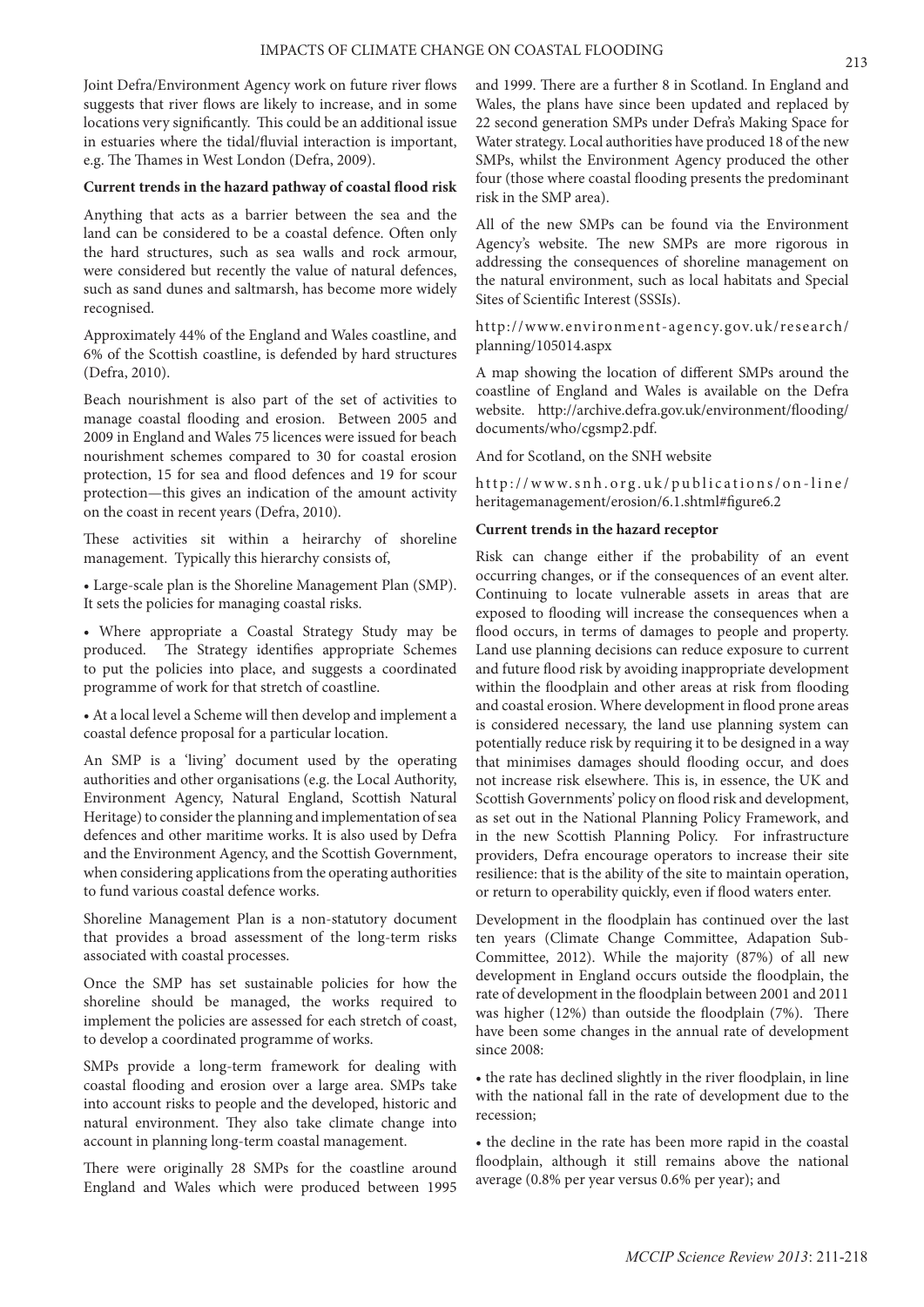Joint Defra/Environment Agency work on future river flows suggests that river flows are likely to increase, and in some locations very significantly. This could be an additional issue in estuaries where the tidal/fluvial interaction is important, e.g. The Thames in West London (Defra, 2009).

**Current trends in the hazard pathway of coastal flood risk**

Anything that acts as a barrier between the sea and the land can be considered to be a coastal defence. Often only the hard structures, such as sea walls and rock armour, were considered but recently the value of natural defences, such as sand dunes and saltmarsh, has become more widely recognised.

Approximately 44% of the England and Wales coastline, and 6% of the Scottish coastline, is defended by hard structures (Defra, 2010).

Beach nourishment is also part of the set of activities to manage coastal flooding and erosion. Between 2005 and 2009 in England and Wales 75 licences were issued for beach nourishment schemes compared to 30 for coastal erosion protection, 15 for sea and flood defences and 19 for scour protection—this gives an indication of the amount activity on the coast in recent years (Defra, 2010).

These activities sit within a heirarchy of shoreline management. Typically this hierarchy consists of,

• Large-scale plan is the Shoreline Management Plan (SMP). It sets the policies for managing coastal risks.

• Where appropriate a Coastal Strategy Study may be produced. The Strategy identifies appropriate Schemes to put the policies into place, and suggests a coordinated programme of work for that stretch of coastline.

• At a local level a Scheme will then develop and implement a coastal defence proposal for a particular location.

An SMP is a 'living' document used by the operating authorities and other organisations (e.g. the Local Authority, Environment Agency, Natural England, Scottish Natural Heritage) to consider the planning and implementation of sea defences and other maritime works. It is also used by Defra and the Environment Agency, and the Scottish Government, when considering applications from the operating authorities to fund various coastal defence works.

Shoreline Management Plan is a non-statutory document that provides a broad assessment of the long-term risks associated with coastal processes.

Once the SMP has set sustainable policies for how the shoreline should be managed, the works required to implement the policies are assessed for each stretch of coast, to develop a coordinated programme of works.

SMPs provide a long-term framework for dealing with coastal flooding and erosion over a large area. SMPs take into account risks to people and the developed, historic and natural environment. They also take climate change into account in planning long-term coastal management.

There were originally 28 SMPs for the coastline around England and Wales which were produced between 1995 and 1999. There are a further 8 in Scotland. In England and Wales, the plans have since been updated and replaced by 22 second generation SMPs under Defra's Making Space for Water strategy. Local authorities have produced 18 of the new SMPs, whilst the Environment Agency produced the other four (those where coastal flooding presents the predominant risk in the SMP area).

All of the new SMPs can be found via the Environment Agency's website. The new SMPs are more rigorous in addressing the consequences of shoreline management on the natural environment, such as local habitats and Special Sites of Scientific Interest (SSSIs).

http://www.environment-agency.gov.uk/research/planning/105014.aspx

A map showing the location of different SMPs around the coastline of England and Wales is available on the Defra website. http://archive.defra.gov.uk/environment/flooding/documents/who/cgsmp2.pdf.

And for Scotland, on the SNH website

http://www.snh.org.uk/publications/on-line/heritagemanagement/erosion/6.1.shtml#figure6.2

**Current trends in the hazard receptor**

Risk can change either if the probability of an event occurring changes, or if the consequences of an event alter. Continuing to locate vulnerable assets in areas that are exposed to flooding will increase the consequences when a flood occurs, in terms of damages to people and property. Land use planning decisions can reduce exposure to current and future flood risk by avoiding inappropriate development within the floodplain and other areas at risk from flooding and coastal erosion. Where development in flood prone areas is considered necessary, the land use planning system can potentially reduce risk by requiring it to be designed in a way that minimises damages should flooding occur, and does not increase risk elsewhere. This is, in essence, the UK and Scottish Governments' policy on flood risk and development, as set out in the National Planning Policy Framework, and in the new Scottish Planning Policy. For infrastructure providers, Defra encourage operators to increase their site resilience: that is the ability of the site to maintain operation, or return to operability quickly, even if flood waters enter.

Development in the floodplain has continued over the last ten years (Climate Change Committee, Adapation Sub-Committee, 2012). While the majority (87%) of all new development in England occurs outside the floodplain, the rate of development in the floodplain between 2001 and 2011 was higher (12%) than outside the floodplain (7%). There have been some changes in the annual rate of development since 2008:

• the rate has declined slightly in the river floodplain, in line with the national fall in the rate of development due to the recession;

• the decline in the rate has been more rapid in the coastal floodplain, although it still remains above the national average (0.8% per year versus 0.6% per year); and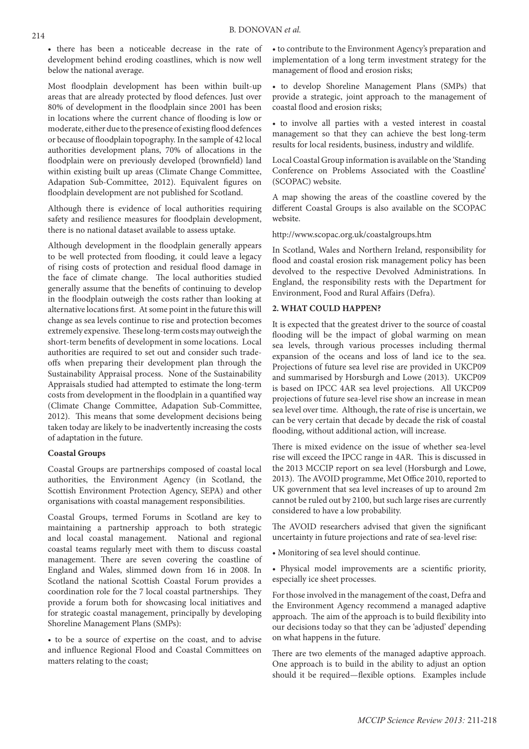• there has been a noticeable decrease in the rate of development behind eroding coastlines, which is now well below the national average.

Most floodplain development has been within built-up areas that are already protected by flood defences. Just over 80% of development in the floodplain since 2001 has been in locations where the current chance of flooding is low or moderate, either due to the presence of existing flood defences or because of floodplain topography. In the sample of 42 local authorities development plans, 70% of allocations in the floodplain were on previously developed (brownfield) land within existing built up areas (Climate Change Committee, Adapation Sub-Committee, 2012). Equivalent figures on floodplain development are not published for Scotland.

Although there is evidence of local authorities requiring safety and resilience measures for floodplain development, there is no national dataset available to assess uptake.

Although development in the floodplain generally appears to be well protected from flooding, it could leave a legacy of rising costs of protection and residual flood damage in the face of climate change. The local authorities studied generally assume that the benefits of continuing to develop in the floodplain outweigh the costs rather than looking at alternative locations first. At some point in the future this will change as sea levels continue to rise and protection becomes extremely expensive. These long-term costs may outweigh the short-term benefits of development in some locations. Local authorities are required to set out and consider such trade-offs when preparing their development plan through the Sustainability Appraisal process. None of the Sustainability Appraisals studied had attempted to estimate the long-term costs from development in the floodplain in a quantified way (Climate Change Committee, Adapation Sub-Committee, 2012). This means that some development decisions being taken today are likely to be inadvertently increasing the costs of adaptation in the future.

**Coastal Groups**

Coastal Groups are partnerships composed of coastal local authorities, the Environment Agency (in Scotland, the Scottish Environment Protection Agency, SEPA) and other organisations with coastal management responsibilities.

Coastal Groups, termed Forums in Scotland are key to maintaining a partnership approach to both strategic and local coastal management. National and regional coastal teams regularly meet with them to discuss coastal management. There are seven covering the coastline of England and Wales, slimmed down from 16 in 2008. In Scotland the national Scottish Coastal Forum provides a coordination role for the 7 local coastal partnerships. They provide a forum both for showcasing local initiatives and for strategic coastal management, principally by developing Shoreline Management Plans (SMPs):

• to be a source of expertise on the coast, and to advise and influence Regional Flood and Coastal Committees on matters relating to the coast;

• to contribute to the Environment Agency's preparation and implementation of a long term investment strategy for the management of flood and erosion risks;

• to develop Shoreline Management Plans (SMPs) that provide a strategic, joint approach to the management of coastal flood and erosion risks;

• to involve all parties with a vested interest in coastal management so that they can achieve the best long-term results for local residents, business, industry and wildlife.

Local Coastal Group information is available on the 'Standing Conference on Problems Associated with the Coastline' (SCOPAC) website.

A map showing the areas of the coastline covered by the different Coastal Groups is also available on the SCOPAC website.

http://www.scopac.org.uk/coastalgroups.htm

In Scotland, Wales and Northern Ireland, responsibility for flood and coastal erosion risk management policy has been devolved to the respective Devolved Administrations. In England, the responsibility rests with the Department for Environment, Food and Rural Affairs (Defra).

**2. WHAT COULD HAPPEN?**

It is expected that the greatest driver to the source of coastal flooding will be the impact of global warming on mean sea levels, through various processes including thermal expansion of the oceans and loss of land ice to the sea. Projections of future sea level rise are provided in UKCP09 and summarised by Horsburgh and Lowe (2013). UKCP09 is based on IPCC 4AR sea level projections. All UKCP09 projections of future sea-level rise show an increase in mean sea level over time. Although, the rate of rise is uncertain, we can be very certain that decade by decade the risk of coastal flooding, without additional action, will increase.

There is mixed evidence on the issue of whether sea-level rise will exceed the IPCC range in 4AR. This is discussed in the 2013 MCCIP report on sea level (Horsburgh and Lowe, 2013). The AVOID programme, Met Office 2010, reported to UK government that sea level increases of up to around 2m cannot be ruled out by 2100, but such large rises are currently considered to have a low probability.

The AVOID researchers advised that given the significant uncertainty in future projections and rate of sea-level rise:

• Monitoring of sea level should continue.

• Physical model improvements are a scientific priority, especially ice sheet processes.

For those involved in the management of the coast, Defra and the Environment Agency recommend a managed adaptive approach. The aim of the approach is to build flexibility into our decisions today so that they can be 'adjusted' depending on what happens in the future.

There are two elements of the managed adaptive approach. One approach is to build in the ability to adjust an option should it be required—flexible options. Examples include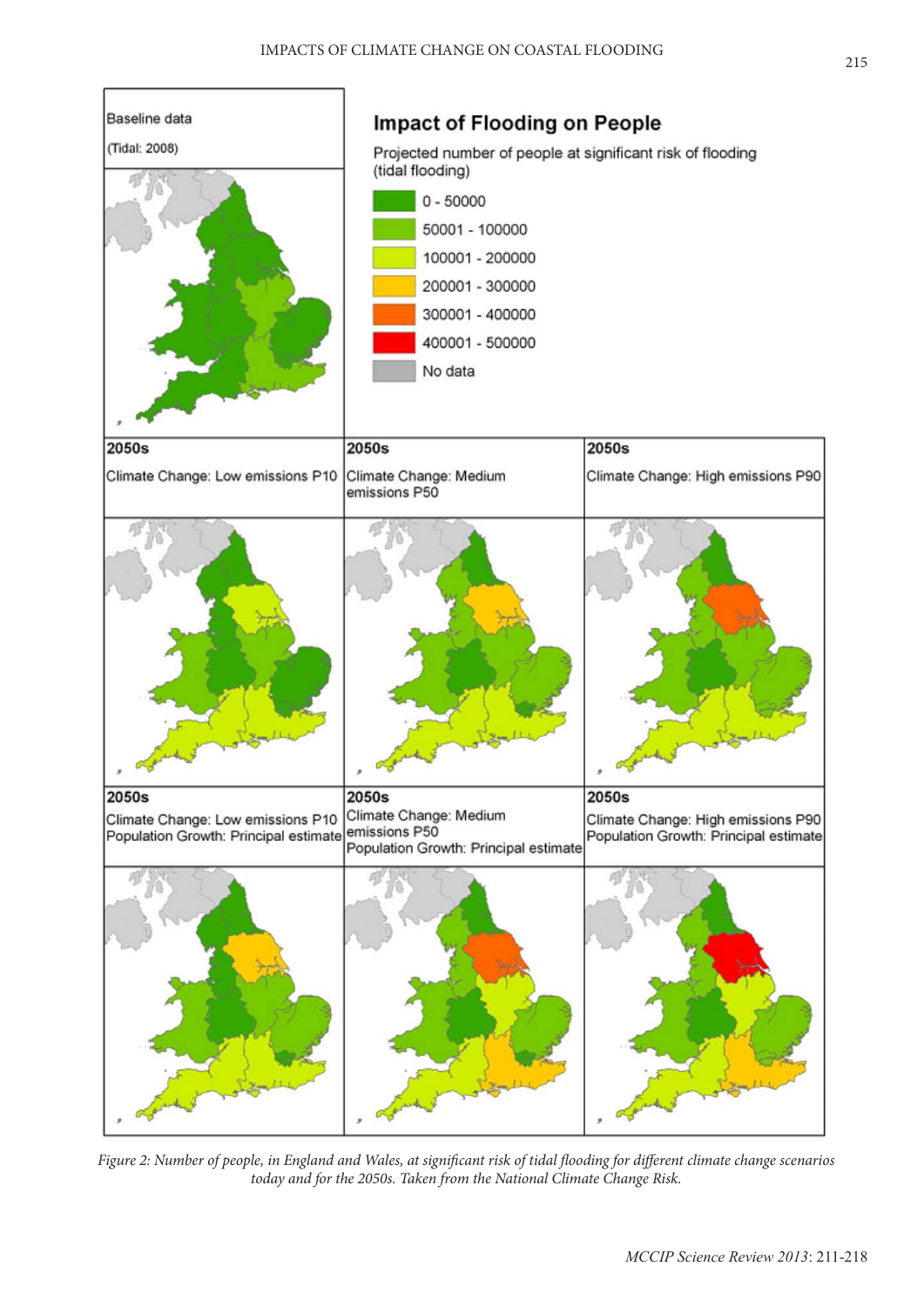Figure 2: Number of people, in England and Wales, at significant risk of tidal flooding for different climate change scenarios today and for the 2050s. Taken from the National Climate Change Risk.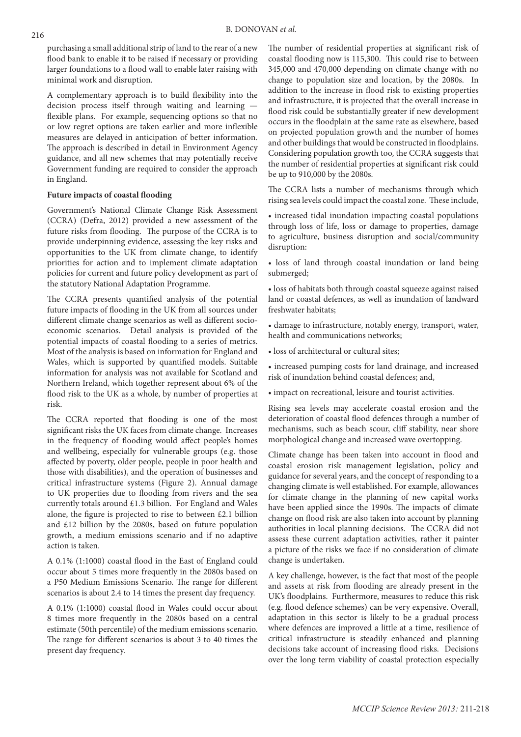purchasing a small additional strip of land to the rear of a new flood bank to enable it to be raised if necessary or providing larger foundations to a flood wall to enable later raising with minimal work and disruption.

A complementary approach is to build flexibility into the decision process itself through waiting and learning — flexible plans. For example, sequencing options so that no or low regret options are taken earlier and more inflexible measures are delayed in anticipation of better information. The approach is described in detail in Environment Agency guidance, and all new schemes that may potentially receive Government funding are required to consider the approach in England.

**Future impacts of coastal flooding**

Government's National Climate Change Risk Assessment (CCRA) (Defra, 2012) provided a new assessment of the future risks from flooding. The purpose of the CCRA is to provide underpinning evidence, assessing the key risks and opportunities to the UK from climate change, to identify priorities for action and to implement climate adaptation policies for current and future policy development as part of the statutory National Adaptation Programme.

The CCRA presents quantified analysis of the potential future impacts of flooding in the UK from all sources under different climate change scenarios as well as different socio-economic scenarios. Detail analysis is provided of the potential impacts of coastal flooding to a series of metrics. Most of the analysis is based on information for England and Wales, which is supported by quantified models. Suitable information for analysis was not available for Scotland and Northern Ireland, which together represent about 6% of the flood risk to the UK as a whole, by number of properties at risk.

The CCRA reported that flooding is one of the most significant risks the UK faces from climate change. Increases in the frequency of flooding would affect people's homes and wellbeing, especially for vulnerable groups (e.g. those affected by poverty, older people, people in poor health and those with disabilities), and the operation of businesses and critical infrastructure systems (Figure 2). Annual damage to UK properties due to flooding from rivers and the sea currently totals around £1.3 billion. For England and Wales alone, the figure is projected to rise to between £2.1 billion and £12 billion by the 2080s, based on future population growth, a medium emissions scenario and if no adaptive action is taken.

A 0.1% (1:1000) coastal flood in the East of England could occur about 5 times more frequently in the 2080s based on a P50 Medium Emissions Scenario. The range for different scenarios is about 2.4 to 14 times the present day frequency.

A 0.1% (1:1000) coastal flood in Wales could occur about 8 times more frequently in the 2080s based on a central estimate (50th percentile) of the medium emissions scenario. The range for different scenarios is about 3 to 40 times the present day frequency.

The number of residential properties at significant risk of coastal flooding now is 115,300. This could rise to between 345,000 and 470,000 depending on climate change with no change to population size and location, by the 2080s. In addition to the increase in flood risk to existing properties and infrastructure, it is projected that the overall increase in flood risk could be substantially greater if new development occurs in the floodplain at the same rate as elsewhere, based on projected population growth and the number of homes and other buildings that would be constructed in floodplains. Considering population growth too, the CCRA suggests that the number of residential properties at significant risk could be up to 910,000 by the 2080s.

The CCRA lists a number of mechanisms through which rising sea levels could impact the coastal zone. These include,

- increased tidal inundation impacting coastal populations through loss of life, loss or damage to properties, damage to agriculture, business disruption and social/community disruption:
- loss of land through coastal inundation or land being submerged;
- loss of habitats both through coastal squeeze against raised land or coastal defences, as well as inundation of landward freshwater habitats;
- damage to infrastructure, notably energy, transport, water, health and communications networks;
- loss of architectural or cultural sites;
- increased pumping costs for land drainage, and increased risk of inundation behind coastal defences; and,
- impact on recreational, leisure and tourist activities.

Rising sea levels may accelerate coastal erosion and the deterioration of coastal flood defences through a number of mechanisms, such as beach scour, cliff stability, near shore morphological change and increased wave overtopping.

Climate change has been taken into account in flood and coastal erosion risk management legislation, policy and guidance for several years, and the concept of responding to a changing climate is well established. For example, allowances for climate change in the planning of new capital works have been applied since the 1990s. The impacts of climate change on flood risk are also taken into account by planning authorities in local planning decisions. The CCRA did not assess these current adaptation activities, rather it painter a picture of the risks we face if no consideration of climate change is undertaken.

A key challenge, however, is the fact that most of the people and assets at risk from flooding are already present in the UK's floodplains. Furthermore, measures to reduce this risk (e.g. flood defence schemes) can be very expensive. Overall, adaptation in this sector is likely to be a gradual process where defences are improved a little at a time, resilience of critical infrastructure is steadily enhanced and planning decisions take account of increasing flood risks. Decisions over the long term viability of coastal protection especially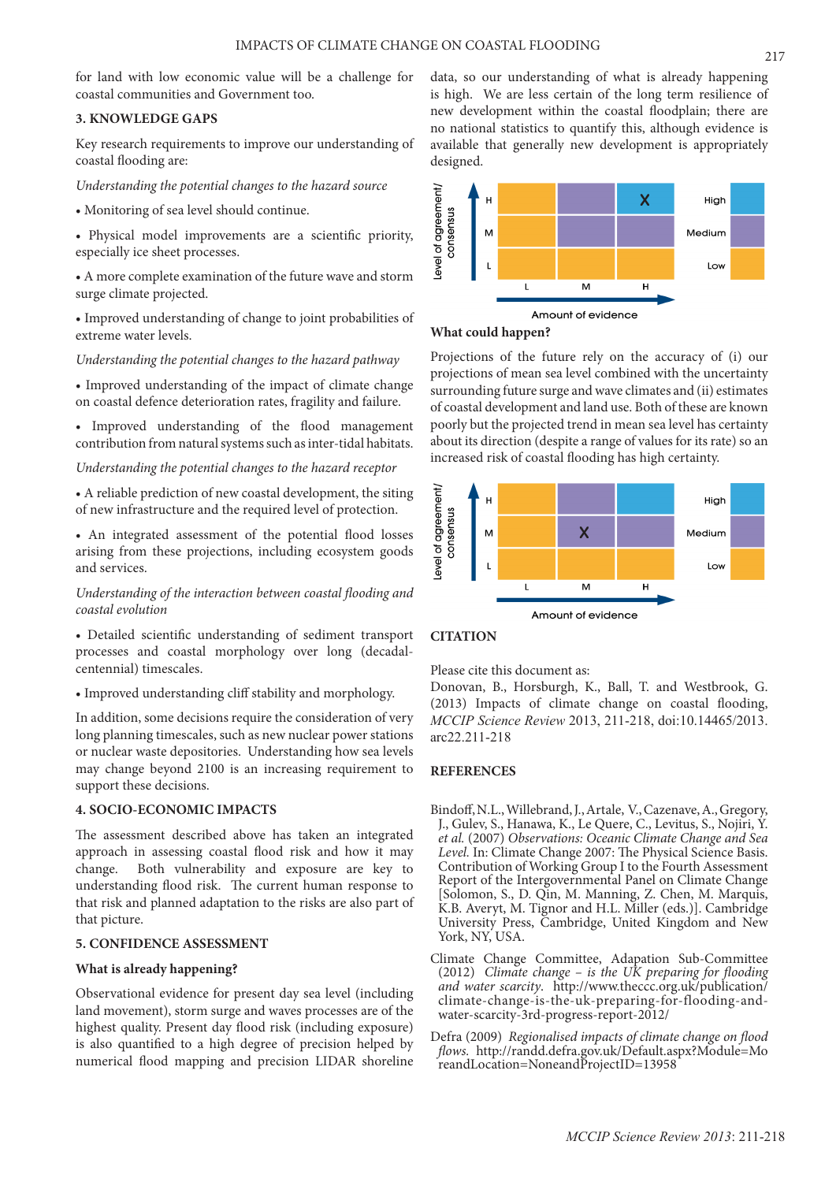for land with low economic value will be a challenge for coastal communities and Government too.

## 3. KNOWLEDGE GAPS

Key research requirements to improve our understanding of coastal flooding are:

*Understanding the potential changes to the hazard source*

- Monitoring of sea level should continue.
- Physical model improvements are a scientific priority, especially ice sheet processes.
- A more complete examination of the future wave and storm surge climate projected.
- Improved understanding of change to joint probabilities of extreme water levels.

*Understanding the potential changes to the hazard pathway*

- Improved understanding of the impact of climate change on coastal defence deterioration rates, fragility and failure.
- Improved understanding of the flood management contribution from natural systems such as inter-tidal habitats.

*Understanding the potential changes to the hazard receptor*

- A reliable prediction of new coastal development, the siting of new infrastructure and the required level of protection.
- An integrated assessment of the potential flood losses arising from these projections, including ecosystem goods and services.

*Understanding of the interaction between coastal flooding and coastal evolution*

- Detailed scientific understanding of sediment transport processes and coastal morphology over long (decadal-centennial) timescales.
- Improved understanding cliff stability and morphology.

In addition, some decisions require the consideration of very long planning timescales, such as new nuclear power stations or nuclear waste depositories. Understanding how sea levels may change beyond 2100 is an increasing requirement to support these decisions.

## 4. SOCIO-ECONOMIC IMPACTS

The assessment described above has taken an integrated approach in assessing coastal flood risk and how it may change. Both vulnerability and exposure are key to understanding flood risk. The current human response to that risk and planned adaptation to the risks are also part of that picture.

## 5. CONFIDENCE ASSESSMENT

### What is already happening?

Observational evidence for present day sea level (including land movement), storm surge and waves processes are of the highest quality. Present day flood risk (including exposure) is also quantified to a high degree of precision helped by numerical flood mapping and precision LIDAR shoreline data, so our understanding of what is already happening is high. We are less certain of the long term resilience of new development within the coastal floodplain; there are no national statistics to quantify this, although evidence is available that generally new development is appropriately designed.

| Level of agreement/consensus | L | M | H |
|---|---|---|---|
| H | | | X |
| M | | | |
| L | | | |

Amount of evidence (L, M, H). Key: High, Medium, Low

### What could happen?

Projections of the future rely on the accuracy of (i) our projections of mean sea level combined with the uncertainty surrounding future surge and wave climates and (ii) estimates of coastal development and land use. Both of these are known poorly but the projected trend in mean sea level has certainty about its direction (despite a range of values for its rate) so an increased risk of coastal flooding has high certainty.

| Level of agreement/consensus | L | M | H |
|---|---|---|---|
| H | | | |
| M | | X | |
| L | | | |

Amount of evidence (L, M, H). Key: High, Medium, Low

## CITATION

Please cite this document as:

Donovan, B., Horsburgh, K., Ball, T. and Westbrook, G. (2013) Impacts of climate change on coastal flooding, *MCCIP Science Review* 2013, 211-218, doi:10.14465/2013.arc22.211-218

## REFERENCES

Bindoff, N.L., Willebrand, J., Artale, V., Cazenave, A., Gregory, J., Gulev, S., Hanawa, K., Le Quere, C., Levitus, S., Nojiri, Y. *et al.* (2007) *Observations: Oceanic Climate Change and Sea Level.* In: Climate Change 2007: The Physical Science Basis. Contribution of Working Group I to the Fourth Assessment Report of the Intergovernmental Panel on Climate Change [Solomon, S., D. Qin, M. Manning, Z. Chen, M. Marquis, K.B. Averyt, M. Tignor and H.L. Miller (eds.)]. Cambridge University Press, Cambridge, United Kingdom and New York, NY, USA.

Climate Change Committee, Adapation Sub-Committee (2012) *Climate change – is the UK preparing for flooding and water scarcity.* http://www.theccc.org.uk/publication/climate-change-is-the-uk-preparing-for-flooding-and-water-scarcity-3rd-progress-report-2012/

Defra (2009) *Regionalised impacts of climate change on flood flows.* http://randd.defra.gov.uk/Default.aspx?Module=MoreandLocation=NoneandProjectID=13958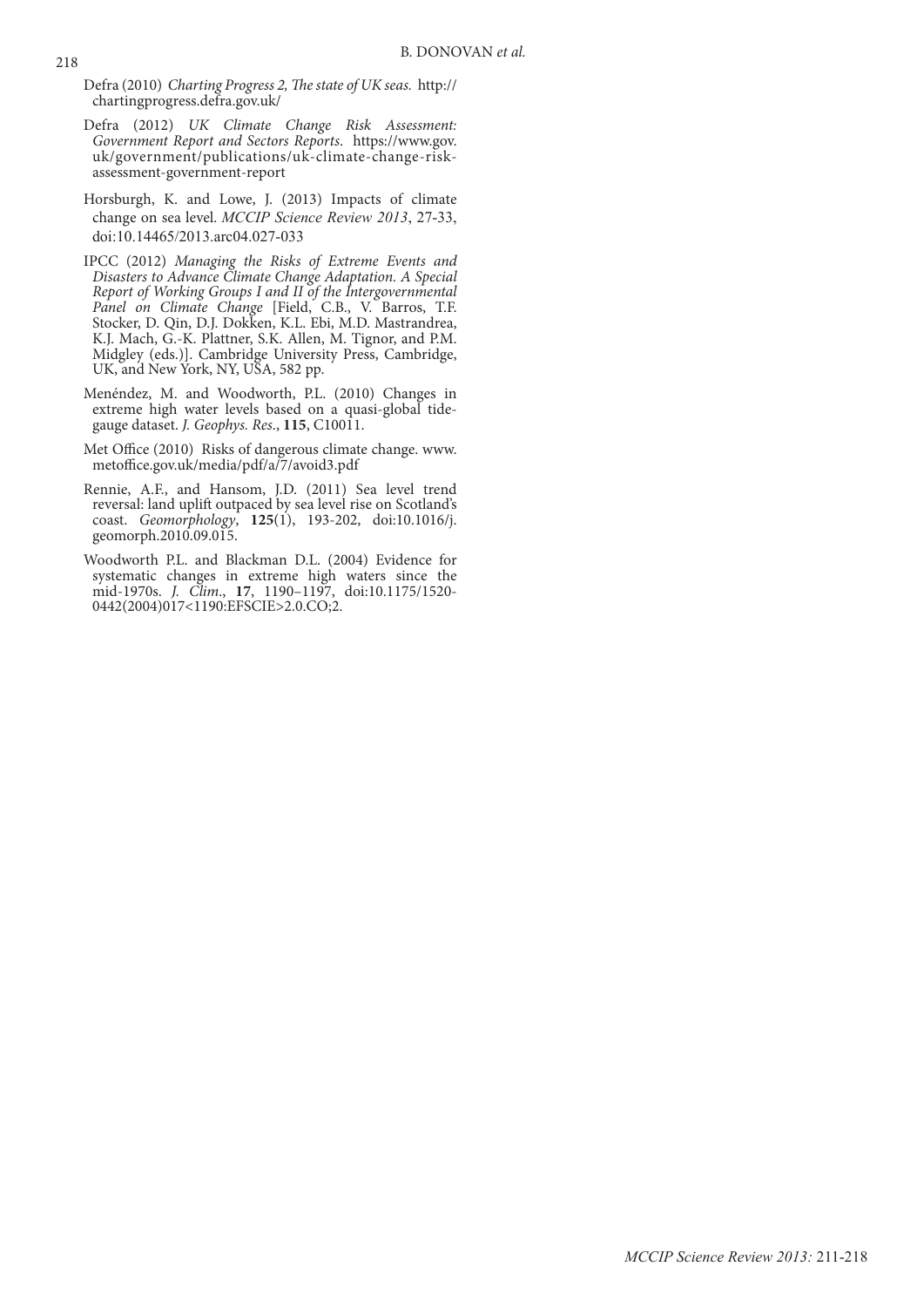Defra (2010) *Charting Progress 2, The state of UK seas.* http://chartingprogress.defra.gov.uk/

Defra (2012) *UK Climate Change Risk Assessment: Government Report and Sectors Reports*. https://www.gov.uk/government/publications/uk-climate-change-risk-assessment-government-report

Horsburgh, K. and Lowe, J. (2013) Impacts of climate change on sea level. *MCCIP Science Review 2013*, 27-33, doi:10.14465/2013.arc04.027-033

IPCC (2012) *Managing the Risks of Extreme Events and Disasters to Advance Climate Change Adaptation. A Special Report of Working Groups I and II of the Intergovernmental Panel on Climate Change* [Field, C.B., V. Barros, T.F. Stocker, D. Qin, D.J. Dokken, K.L. Ebi, M.D. Mastrandrea, K.J. Mach, G.-K. Plattner, S.K. Allen, M. Tignor, and P.M. Midgley (eds.)]. Cambridge University Press, Cambridge, UK, and New York, NY, USA, 582 pp.

Menéndez, M. and Woodworth, P.L. (2010) Changes in extreme high water levels based on a quasi-global tide-gauge dataset. *J. Geophys. Res*., **115**, C10011.

Met Office (2010) Risks of dangerous climate change. www.metoffice.gov.uk/media/pdf/a/7/avoid3.pdf

Rennie, A.F., and Hansom, J.D. (2011) Sea level trend reversal: land uplift outpaced by sea level rise on Scotland's coast. *Geomorphology*, **125**(1), 193-202, doi:10.1016/j.geomorph.2010.09.015.

Woodworth P.L. and Blackman D.L. (2004) Evidence for systematic changes in extreme high waters since the mid-1970s. *J. Clim*., **17**, 1190–1197, doi:10.1175/1520-0442(2004)017<1190:EFSCIE>2.0.CO;2.